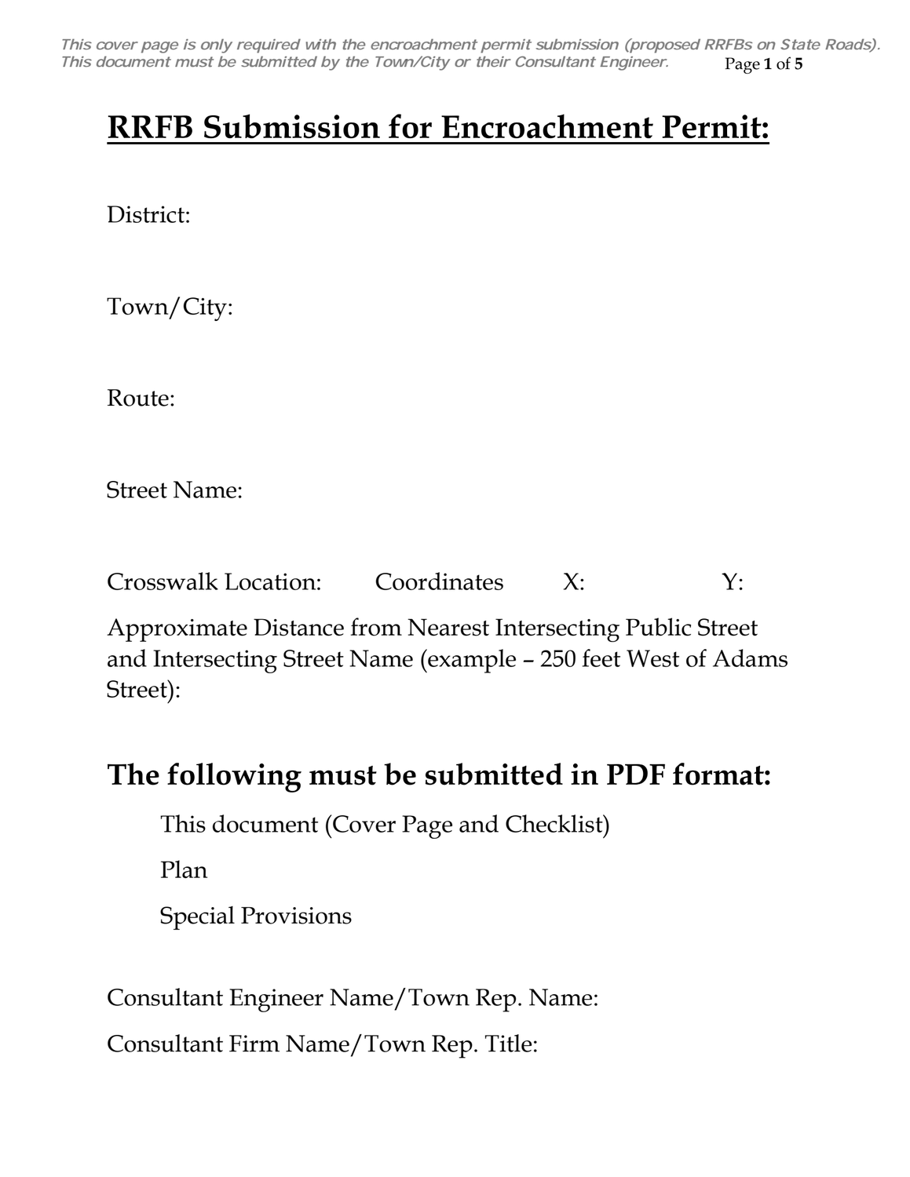*This cover page is only required with the encroachment permit submission (proposed RRFBs on State Roads). This document must be submitted by the Town/City or their Consultant Engineer.*

# RRFB Submission for Encroachment Permit:

District:

Town/City:

Route:

Street Name:

Crosswalk Location: Coordinates X: Y:

Approximate Distance from Nearest Intersecting Public Street and Intersecting Street Name (example – 250 feet West of Adams Street):

## The following must be submitted in PDF format:

This document (Cover Page and Checklist)

Plan

Special Provisions

Consultant Engineer Name/Town Rep. Name:

Consultant Firm Name/Town Rep. Title: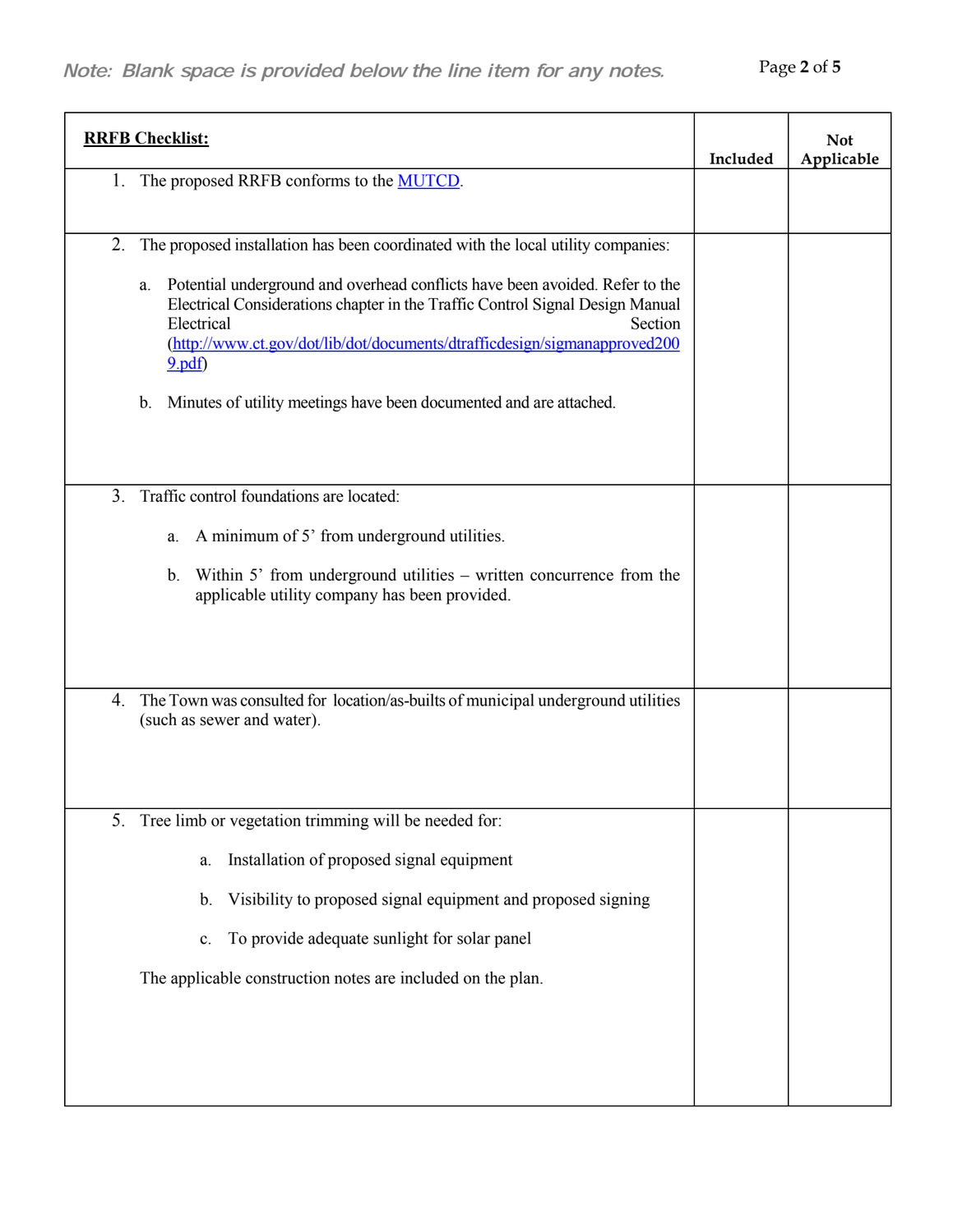*Note: Blank space is provided below the line item for any notes.*

| **RRFB Checklist:** | Included | Not Applicable |
|---|---|---|
| 1. The proposed RRFB conforms to the [MUTCD](). | | |
| 2. The proposed installation has been coordinated with the local utility companies:<br><br>a. Potential underground and overhead conflicts have been avoided. Refer to the Electrical Considerations chapter in the Traffic Control Signal Design Manual Electrical Section ([http://www.ct.gov/dot/lib/dot/documents/dtrafficdesign/sigmanapproved2009.pdf](http://www.ct.gov/dot/lib/dot/documents/dtrafficdesign/sigmanapproved2009.pdf))<br><br>b. Minutes of utility meetings have been documented and are attached. | | |
| 3. Traffic control foundations are located:<br><br>a. A minimum of 5' from underground utilities.<br><br>b. Within 5' from underground utilities – written concurrence from the applicable utility company has been provided. | | |
| 4. The Town was consulted for location/as-builts of municipal underground utilities (such as sewer and water). | | |
| 5. Tree limb or vegetation trimming will be needed for:<br><br>a. Installation of proposed signal equipment<br><br>b. Visibility to proposed signal equipment and proposed signing<br><br>c. To provide adequate sunlight for solar panel<br><br>The applicable construction notes are included on the plan. | | |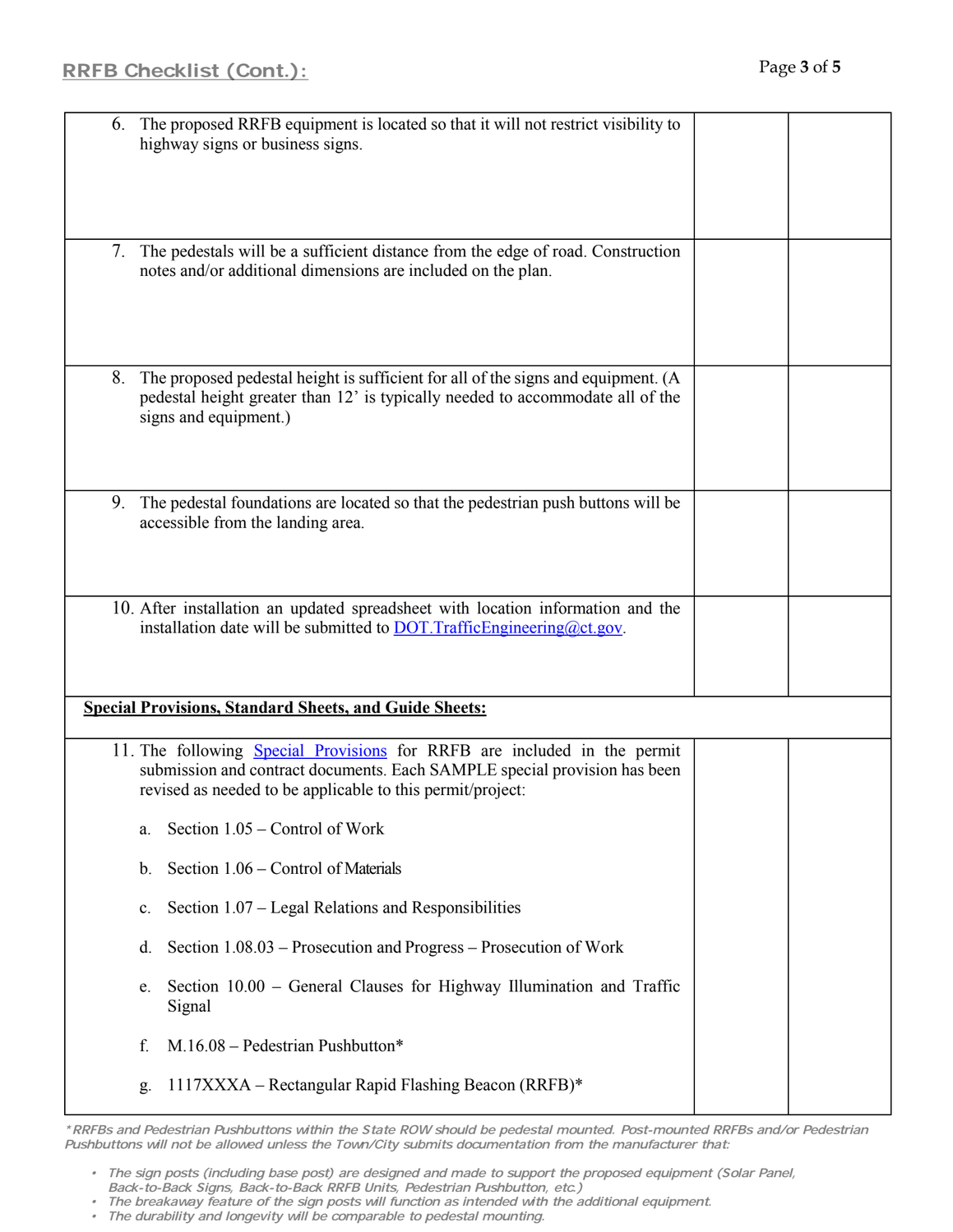## RRFB Checklist (Cont.):

| | | |
|---|---|---|
| 6. The proposed RRFB equipment is located so that it will not restrict visibility to highway signs or business signs. | | |
| 7. The pedestals will be a sufficient distance from the edge of road. Construction notes and/or additional dimensions are included on the plan. | | |
| 8. The proposed pedestal height is sufficient for all of the signs and equipment. (A pedestal height greater than 12' is typically needed to accommodate all of the signs and equipment.) | | |
| 9. The pedestal foundations are located so that the pedestrian push buttons will be accessible from the landing area. | | |
| 10. After installation an updated spreadsheet with location information and the installation date will be submitted to DOT.TrafficEngineering@ct.gov. | | |
| **Special Provisions, Standard Sheets, and Guide Sheets:** | | |
| 11. The following Special Provisions for RRFB are included in the permit submission and contract documents. Each SAMPLE special provision has been revised as needed to be applicable to this permit/project:<br><br>a. Section 1.05 – Control of Work<br><br>b. Section 1.06 – Control of Materials<br><br>c. Section 1.07 – Legal Relations and Responsibilities<br><br>d. Section 1.08.03 – Prosecution and Progress – Prosecution of Work<br><br>e. Section 10.00 – General Clauses for Highway Illumination and Traffic Signal<br><br>f. M.16.08 – Pedestrian Pushbutton*<br><br>g. 1117XXXA – Rectangular Rapid Flashing Beacon (RRFB)* | | |

*\*RRFBs and Pedestrian Pushbuttons within the State ROW should be pedestal mounted. Post-mounted RRFBs and/or Pedestrian Pushbuttons will not be allowed unless the Town/City submits documentation from the manufacturer that:*

- *The sign posts (including base post) are designed and made to support the proposed equipment (Solar Panel, Back-to-Back Signs, Back-to-Back RRFB Units, Pedestrian Pushbutton, etc.)*
- *The breakaway feature of the sign posts will function as intended with the additional equipment.*
- *The durability and longevity will be comparable to pedestal mounting.*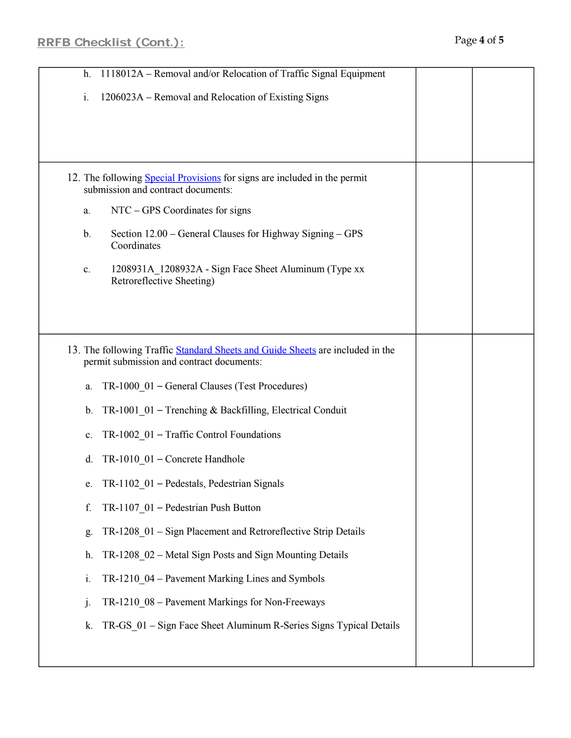## RRFB Checklist (Cont.):

| | | |
|---|---|---|
| h. 1118012A – Removal and/or Relocation of Traffic Signal Equipment<br><br>i. 1206023A – Removal and Relocation of Existing Signs | | |
| 12. The following Special Provisions for signs are included in the permit submission and contract documents:<br><br>a. NTC – GPS Coordinates for signs<br><br>b. Section 12.00 – General Clauses for Highway Signing – GPS Coordinates<br><br>c. 1208931A_1208932A - Sign Face Sheet Aluminum (Type xx Retroreflective Sheeting) | | |
| 13. The following Traffic Standard Sheets and Guide Sheets are included in the permit submission and contract documents:<br><br>a. TR-1000_01 – General Clauses (Test Procedures)<br><br>b. TR-1001_01 – Trenching & Backfilling, Electrical Conduit<br><br>c. TR-1002_01 – Traffic Control Foundations<br><br>d. TR-1010_01 – Concrete Handhole<br><br>e. TR-1102_01 – Pedestals, Pedestrian Signals<br><br>f. TR-1107_01 – Pedestrian Push Button<br><br>g. TR-1208_01 – Sign Placement and Retroreflective Strip Details<br><br>h. TR-1208_02 – Metal Sign Posts and Sign Mounting Details<br><br>i. TR-1210_04 – Pavement Marking Lines and Symbols<br><br>j. TR-1210_08 – Pavement Markings for Non-Freeways<br><br>k. TR-GS_01 – Sign Face Sheet Aluminum R-Series Signs Typical Details | | |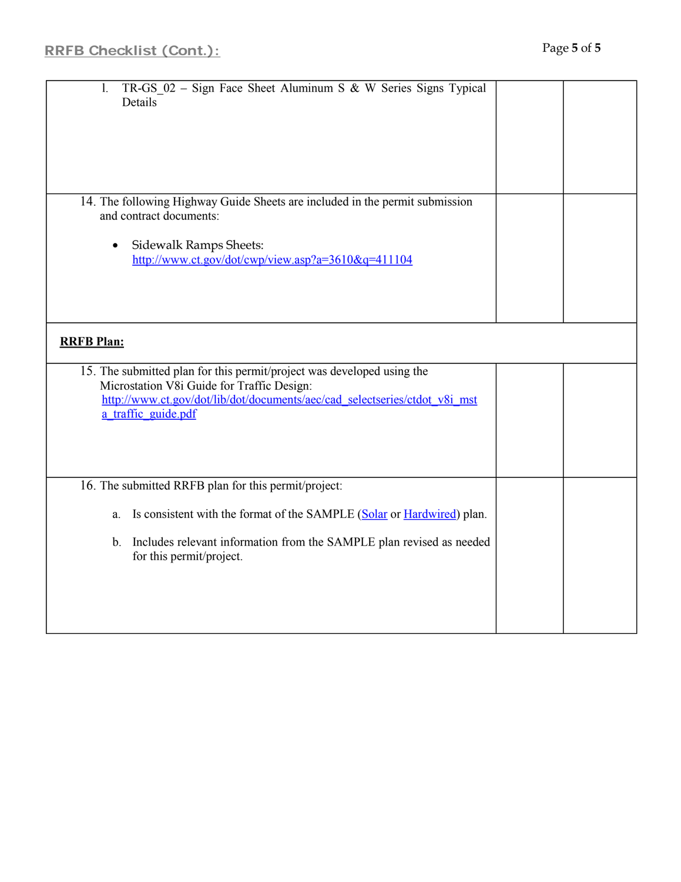## RRFB Checklist (Cont.):

| | | |
|---|---|---|
| l. TR-GS_02 – Sign Face Sheet Aluminum S & W Series Signs Typical Details | | |
| 14. The following Highway Guide Sheets are included in the permit submission and contract documents:<br><br>• Sidewalk Ramps Sheets: http://www.ct.gov/dot/cwp/view.asp?a=3610&q=411104 | | |
| **RRFB Plan:** | | |
| 15. The submitted plan for this permit/project was developed using the Microstation V8i Guide for Traffic Design: http://www.ct.gov/dot/lib/dot/documents/aec/cad_selectseries/ctdot_v8i_msta_traffic_guide.pdf | | |
| 16. The submitted RRFB plan for this permit/project:<br><br>a. Is consistent with the format of the SAMPLE (Solar or Hardwired) plan.<br><br>b. Includes relevant information from the SAMPLE plan revised as needed for this permit/project. | | |